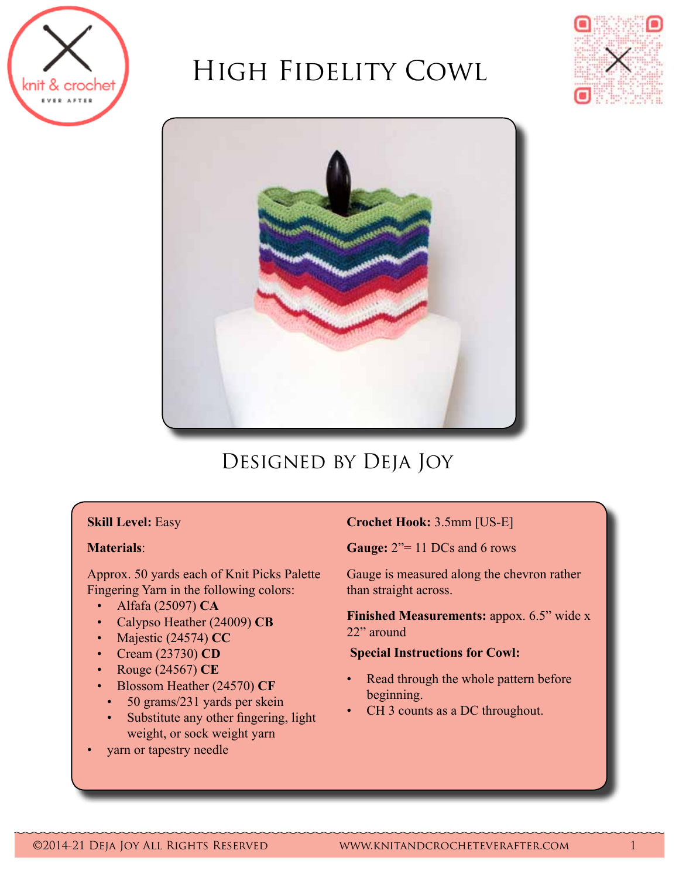# High Fidelity Cowl

## Designed by Deja Joy

**Skill Level:** Easy

**Materials**:

Approx. 50 yards each of Knit Picks Palette Fingering Yarn in the following colors:

- Alfafa (25097) **CA**
- Calypso Heather (24009) **CB**
- Majestic (24574) **CC**
- Cream (23730) **CD**
- Rouge (24567) **CE**
- Blossom Heather (24570) **CF**
  - 50 grams/231 yards per skein
  - Substitute any other fingering, light weight, or sock weight yarn
- yarn or tapestry needle

**Crochet Hook:** 3.5mm [US-E]

**Gauge:** 2”= 11 DCs and 6 rows

Gauge is measured along the chevron rather than straight across.

**Finished Measurements:** appox. 6.5” wide x 22” around

**Special Instructions for Cowl:**

- Read through the whole pattern before beginning.
- CH 3 counts as a DC throughout.

©2014-21 Deja Joy All Rights Reserved www.knitandcrocheteverafter.com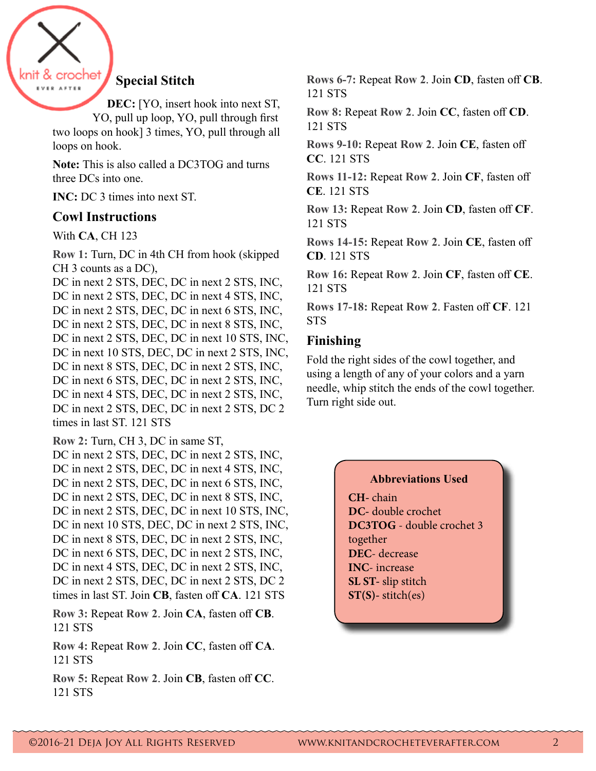## Special Stitch

**DEC:** [YO, insert hook into next ST, YO, pull up loop, YO, pull through first two loops on hook] 3 times, YO, pull through all loops on hook.

**Note:** This is also called a DC3TOG and turns three DCs into one.

**INC:** DC 3 times into next ST.

## Cowl Instructions

With **CA**, CH 123

**Row 1:** Turn, DC in 4th CH from hook (skipped CH 3 counts as a DC),
DC in next 2 STS, DEC, DC in next 2 STS, INC,
DC in next 2 STS, DEC, DC in next 4 STS, INC,
DC in next 2 STS, DEC, DC in next 6 STS, INC,
DC in next 2 STS, DEC, DC in next 8 STS, INC,
DC in next 2 STS, DEC, DC in next 10 STS, INC,
DC in next 10 STS, DEC, DC in next 2 STS, INC,
DC in next 8 STS, DEC, DC in next 2 STS, INC,
DC in next 6 STS, DEC, DC in next 2 STS, INC,
DC in next 4 STS, DEC, DC in next 2 STS, INC,
DC in next 2 STS, DEC, DC in next 2 STS, DC 2 times in last ST. 121 STS

**Row 2:** Turn, CH 3, DC in same ST,
DC in next 2 STS, DEC, DC in next 2 STS, INC,
DC in next 2 STS, DEC, DC in next 4 STS, INC,
DC in next 2 STS, DEC, DC in next 6 STS, INC,
DC in next 2 STS, DEC, DC in next 8 STS, INC,
DC in next 2 STS, DEC, DC in next 10 STS, INC,
DC in next 10 STS, DEC, DC in next 2 STS, INC,
DC in next 8 STS, DEC, DC in next 2 STS, INC,
DC in next 6 STS, DEC, DC in next 2 STS, INC,
DC in next 4 STS, DEC, DC in next 2 STS, INC,
DC in next 2 STS, DEC, DC in next 2 STS, DC 2 times in last ST. Join **CB**, fasten off **CA**. 121 STS

**Row 3:** Repeat **Row 2**. Join **CA**, fasten off **CB**. 121 STS

**Row 4:** Repeat **Row 2**. Join **CC**, fasten off **CA**. 121 STS

**Row 5:** Repeat **Row 2**. Join **CB**, fasten off **CC**. 121 STS

**Rows 6-7:** Repeat **Row 2**. Join **CD**, fasten off **CB**. 121 STS

**Row 8:** Repeat **Row 2**. Join **CC**, fasten off **CD**. 121 STS

**Rows 9-10:** Repeat **Row 2**. Join **CE**, fasten off **CC**. 121 STS

**Rows 11-12:** Repeat **Row 2**. Join **CF**, fasten off **CE**. 121 STS

**Row 13:** Repeat **Row 2**. Join **CD**, fasten off **CF**. 121 STS

**Rows 14-15:** Repeat **Row 2**. Join **CE**, fasten off **CD**. 121 STS

**Row 16:** Repeat **Row 2**. Join **CF**, fasten off **CE**. 121 STS

**Rows 17-18:** Repeat **Row 2**. Fasten off **CF**. 121 STS

## Finishing

Fold the right sides of the cowl together, and using a length of any of your colors and a yarn needle, whip stitch the ends of the cowl together. Turn right side out.

### Abbreviations Used

**CH**- chain
**DC**- double crochet
**DC3TOG** - double crochet 3 together
**DEC**- decrease
**INC**- increase
**SL ST**- slip stitch
**ST(S)**- stitch(es)